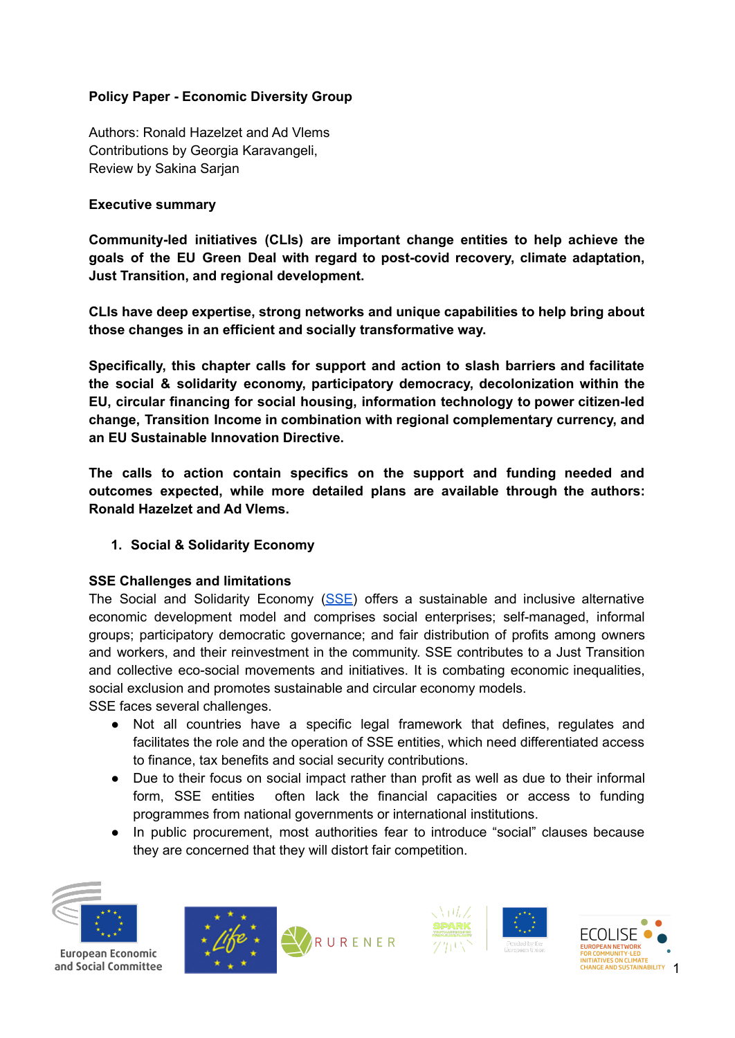**Policy Paper - Economic Diversity Group**

Authors: Ronald Hazelzet and Ad Vlems
Contributions by Georgia Karavangeli,
Review by Sakina Sarjan

**Executive summary**

**Community-led initiatives (CLIs) are important change entities to help achieve the goals of the EU Green Deal with regard to post-covid recovery, climate adaptation, Just Transition, and regional development.**

**CLIs have deep expertise, strong networks and unique capabilities to help bring about those changes in an efficient and socially transformative way.**

**Specifically, this chapter calls for support and action to slash barriers and facilitate the social & solidarity economy, participatory democracy, decolonization within the EU, circular financing for social housing, information technology to power citizen-led change, Transition Income in combination with regional complementary currency, and an EU Sustainable Innovation Directive.**

**The calls to action contain specifics on the support and funding needed and outcomes expected, while more detailed plans are available through the authors: Ronald Hazelzet and Ad Vlems.**

## 1. Social & Solidarity Economy

**SSE Challenges and limitations**

The Social and Solidarity Economy (SSE) offers a sustainable and inclusive alternative economic development model and comprises social enterprises; self-managed, informal groups; participatory democratic governance; and fair distribution of profits among owners and workers, and their reinvestment in the community. SSE contributes to a Just Transition and collective eco-social movements and initiatives. It is combating economic inequalities, social exclusion and promotes sustainable and circular economy models.

SSE faces several challenges.

- Not all countries have a specific legal framework that defines, regulates and facilitates the role and the operation of SSE entities, which need differentiated access to finance, tax benefits and social security contributions.
- Due to their focus on social impact rather than profit as well as due to their informal form, SSE entities often lack the financial capacities or access to funding programmes from national governments or international institutions.
- In public procurement, most authorities fear to introduce "social" clauses because they are concerned that they will distort fair competition.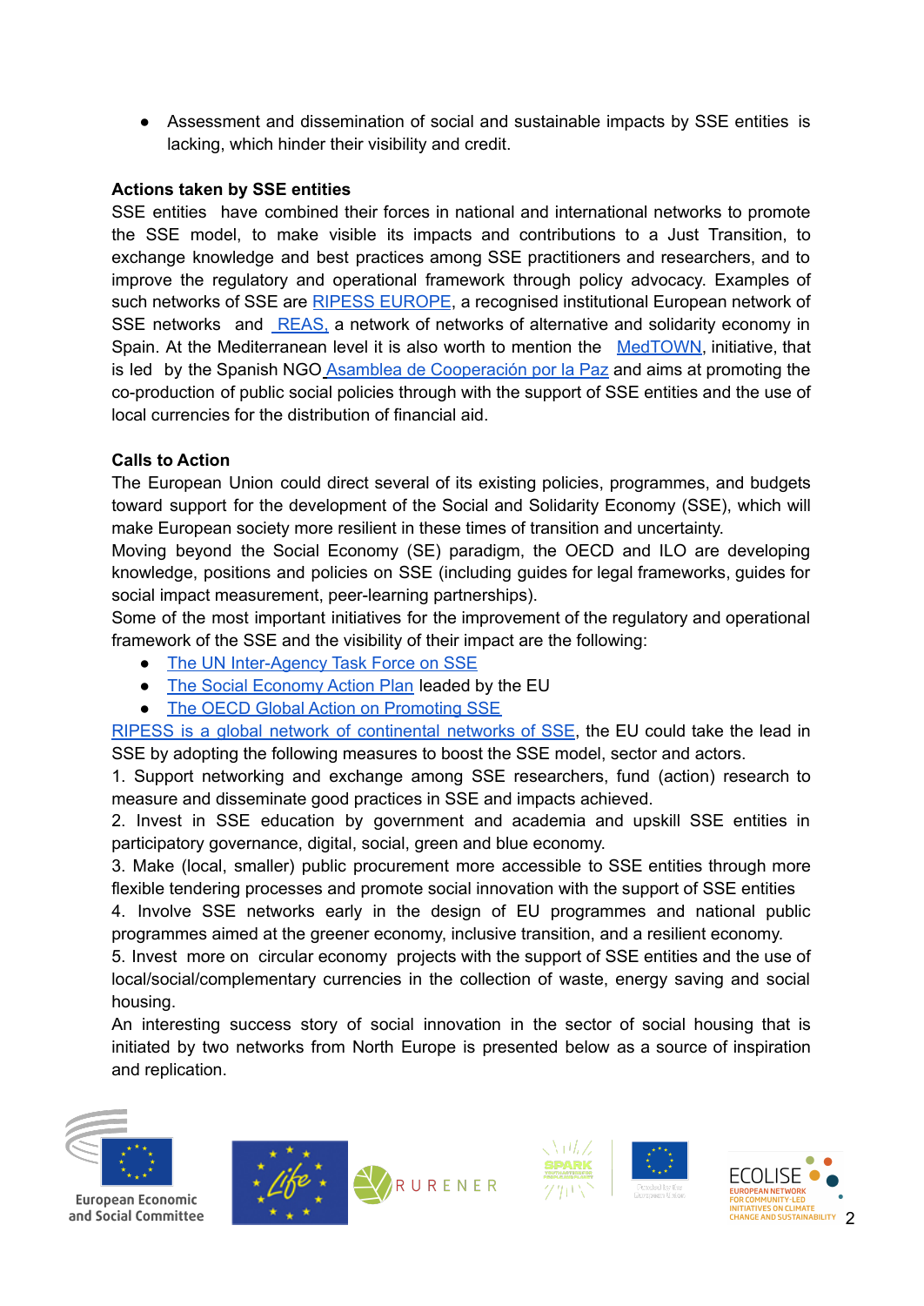- Assessment and dissemination of social and sustainable impacts by SSE entities is lacking, which hinder their visibility and credit.

**Actions taken by SSE entities**

SSE entities have combined their forces in national and international networks to promote the SSE model, to make visible its impacts and contributions to a Just Transition, to exchange knowledge and best practices among SSE practitioners and researchers, and to improve the regulatory and operational framework through policy advocacy. Examples of such networks of SSE are RIPESS EUROPE, a recognised institutional European network of SSE networks and REAS, a network of networks of alternative and solidarity economy in Spain. At the Mediterranean level it is also worth to mention the MedTOWN, initiative, that is led by the Spanish NGO Asamblea de Cooperación por la Paz and aims at promoting the co-production of public social policies through with the support of SSE entities and the use of local currencies for the distribution of financial aid.

**Calls to Action**

The European Union could direct several of its existing policies, programmes, and budgets toward support for the development of the Social and Solidarity Economy (SSE), which will make European society more resilient in these times of transition and uncertainty.

Moving beyond the Social Economy (SE) paradigm, the OECD and ILO are developing knowledge, positions and policies on SSE (including guides for legal frameworks, guides for social impact measurement, peer-learning partnerships).

Some of the most important initiatives for the improvement of the regulatory and operational framework of the SSE and the visibility of their impact are the following:

- The UN Inter-Agency Task Force on SSE
- The Social Economy Action Plan leaded by the EU
- The OECD Global Action on Promoting SSE

RIPESS is a global network of continental networks of SSE, the EU could take the lead in SSE by adopting the following measures to boost the SSE model, sector and actors.

1. Support networking and exchange among SSE researchers, fund (action) research to measure and disseminate good practices in SSE and impacts achieved.
2. Invest in SSE education by government and academia and upskill SSE entities in participatory governance, digital, social, green and blue economy.
3. Make (local, smaller) public procurement more accessible to SSE entities through more flexible tendering processes and promote social innovation with the support of SSE entities
4. Involve SSE networks early in the design of EU programmes and national public programmes aimed at the greener economy, inclusive transition, and a resilient economy.
5. Invest more on circular economy projects with the support of SSE entities and the use of local/social/complementary currencies in the collection of waste, energy saving and social housing.

An interesting success story of social innovation in the sector of social housing that is initiated by two networks from North Europe is presented below as a source of inspiration and replication.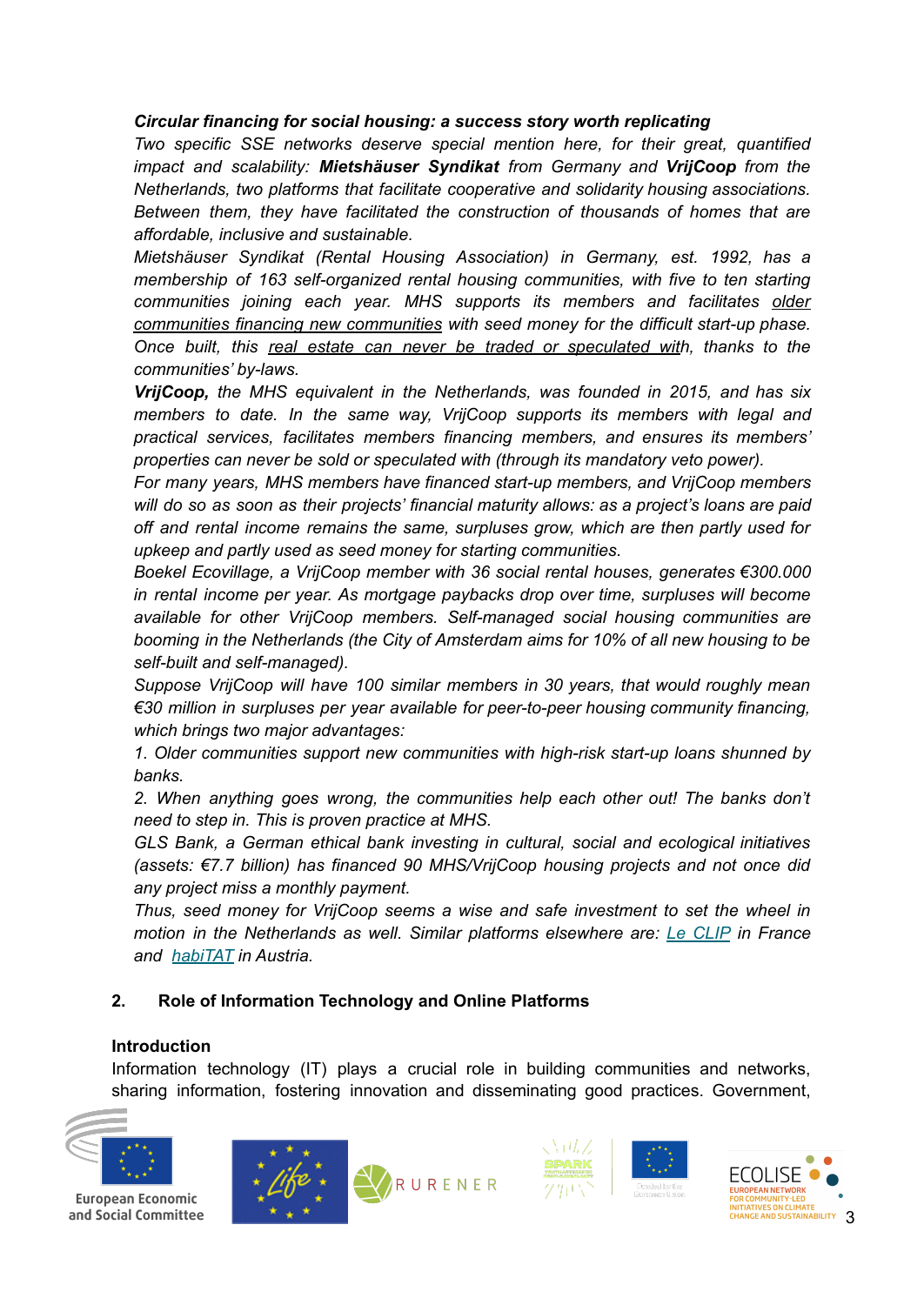***Circular financing for social housing: a success story worth replicating***

*Two specific SSE networks deserve special mention here, for their great, quantified impact and scalability:* ***Mietshäuser Syndikat*** *from Germany and* ***VrijCoop*** *from the Netherlands, two platforms that facilitate cooperative and solidarity housing associations. Between them, they have facilitated the construction of thousands of homes that are affordable, inclusive and sustainable.*

*Mietshäuser Syndikat (Rental Housing Association) in Germany, est. 1992, has a membership of 163 self-organized rental housing communities, with five to ten starting communities joining each year. MHS supports its members and facilitates* <u>*older communities financing new communities*</u> *with seed money for the difficult start-up phase. Once built, this* <u>*real estate can never be traded or speculated with*</u>*, thanks to the communities' by-laws.*

***VrijCoop,*** *the MHS equivalent in the Netherlands, was founded in 2015, and has six members to date. In the same way, VrijCoop supports its members with legal and practical services, facilitates members financing members, and ensures its members' properties can never be sold or speculated with (through its mandatory veto power).*

*For many years, MHS members have financed start-up members, and VrijCoop members will do so as soon as their projects' financial maturity allows: as a project's loans are paid off and rental income remains the same, surpluses grow, which are then partly used for upkeep and partly used as seed money for starting communities.*

*Boekel Ecovillage, a VrijCoop member with 36 social rental houses, generates €300.000 in rental income per year. As mortgage paybacks drop over time, surpluses will become available for other VrijCoop members. Self-managed social housing communities are booming in the Netherlands (the City of Amsterdam aims for 10% of all new housing to be self-built and self-managed).*

*Suppose VrijCoop will have 100 similar members in 30 years, that would roughly mean €30 million in surpluses per year available for peer-to-peer housing community financing, which brings two major advantages:*

*1. Older communities support new communities with high-risk start-up loans shunned by banks.*

*2. When anything goes wrong, the communities help each other out! The banks don't need to step in. This is proven practice at MHS.*

*GLS Bank, a German ethical bank investing in cultural, social and ecological initiatives (assets: €7.7 billion) has financed 90 MHS/VrijCoop housing projects and not once did any project miss a monthly payment.*

*Thus, seed money for VrijCoop seems a wise and safe investment to set the wheel in motion in the Netherlands as well. Similar platforms elsewhere are:* [*Le CLIP*] *in France and* [*habiTAT*] *in Austria.*

## 2. Role of Information Technology and Online Platforms

### Introduction

Information technology (IT) plays a crucial role in building communities and networks, sharing information, fostering innovation and disseminating good practices. Government,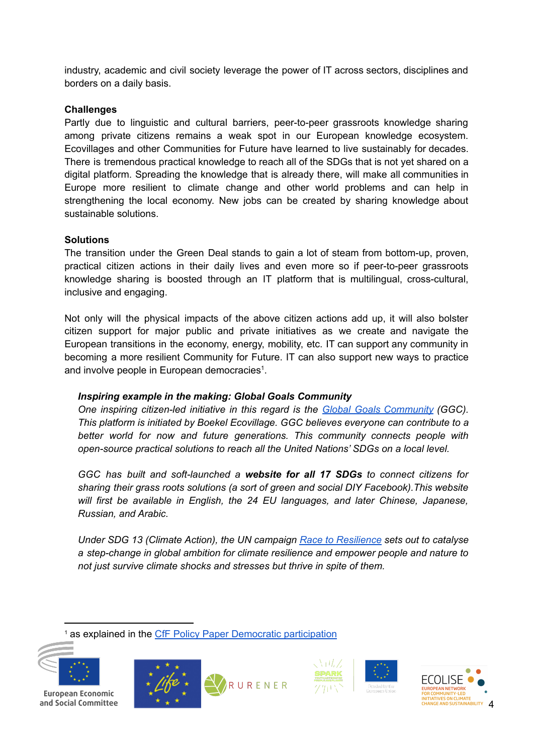industry, academic and civil society leverage the power of IT across sectors, disciplines and borders on a daily basis.

**Challenges**

Partly due to linguistic and cultural barriers, peer-to-peer grassroots knowledge sharing among private citizens remains a weak spot in our European knowledge ecosystem. Ecovillages and other Communities for Future have learned to live sustainably for decades. There is tremendous practical knowledge to reach all of the SDGs that is not yet shared on a digital platform. Spreading the knowledge that is already there, will make all communities in Europe more resilient to climate change and other world problems and can help in strengthening the local economy. New jobs can be created by sharing knowledge about sustainable solutions.

**Solutions**

The transition under the Green Deal stands to gain a lot of steam from bottom-up, proven, practical citizen actions in their daily lives and even more so if peer-to-peer grassroots knowledge sharing is boosted through an IT platform that is multilingual, cross-cultural, inclusive and engaging.

Not only will the physical impacts of the above citizen actions add up, it will also bolster citizen support for major public and private initiatives as we create and navigate the European transitions in the economy, energy, mobility, etc. IT can support any community in becoming a more resilient Community for Future. IT can also support new ways to practice and involve people in European democracies[1].

> ***Inspiring example in the making: Global Goals Community***
>
> *One inspiring citizen-led initiative in this regard is the Global Goals Community (GGC). This platform is initiated by Boekel Ecovillage. GGC believes everyone can contribute to a better world for now and future generations. This community connects people with open-source practical solutions to reach all the United Nations' SDGs on a local level.*
>
> *GGC has built and soft-launched a* ***website for all 17 SDGs*** *to connect citizens for sharing their grass roots solutions (a sort of green and social DIY Facebook).This website will first be available in English, the 24 EU languages, and later Chinese, Japanese, Russian, and Arabic.*
>
> *Under SDG 13 (Climate Action), the UN campaign Race to Resilience sets out to catalyse a step-change in global ambition for climate resilience and empower people and nature to not just survive climate shocks and stresses but thrive in spite of them.*

[1] as explained in the CfF Policy Paper Democratic participation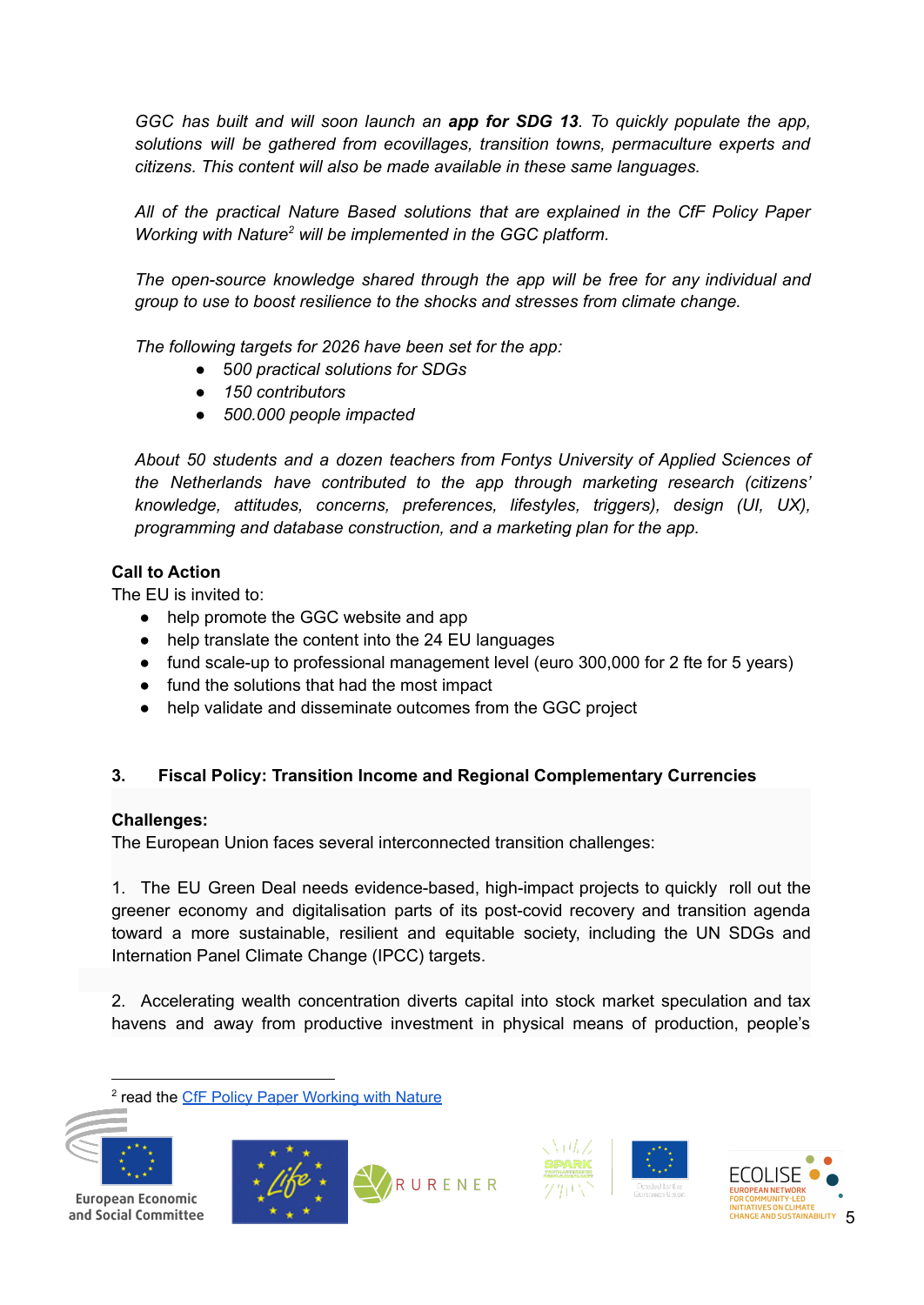*GGC has built and will soon launch an **app for SDG 13**. To quickly populate the app, solutions will be gathered from ecovillages, transition towns, permaculture experts and citizens. This content will also be made available in these same languages.*

*All of the practical Nature Based solutions that are explained in the CfF Policy Paper Working with Nature[2] will be implemented in the GGC platform.*

*The open-source knowledge shared through the app will be free for any individual and group to use to boost resilience to the shocks and stresses from climate change.*

*The following targets for 2026 have been set for the app:*

- *500 practical solutions for SDGs*
- *150 contributors*
- *500.000 people impacted*

*About 50 students and a dozen teachers from Fontys University of Applied Sciences of the Netherlands have contributed to the app through marketing research (citizens' knowledge, attitudes, concerns, preferences, lifestyles, triggers), design (UI, UX), programming and database construction, and a marketing plan for the app.*

**Call to Action**

The EU is invited to:

- help promote the GGC website and app
- help translate the content into the 24 EU languages
- fund scale-up to professional management level (euro 300,000 for 2 fte for 5 years)
- fund the solutions that had the most impact
- help validate and disseminate outcomes from the GGC project

## 3. Fiscal Policy: Transition Income and Regional Complementary Currencies

**Challenges:**

The European Union faces several interconnected transition challenges:

1. The EU Green Deal needs evidence-based, high-impact projects to quickly roll out the greener economy and digitalisation parts of its post-covid recovery and transition agenda toward a more sustainable, resilient and equitable society, including the UN SDGs and Internation Panel Climate Change (IPCC) targets.

2. Accelerating wealth concentration diverts capital into stock market speculation and tax havens and away from productive investment in physical means of production, people's

[2] read the CfF Policy Paper Working with Nature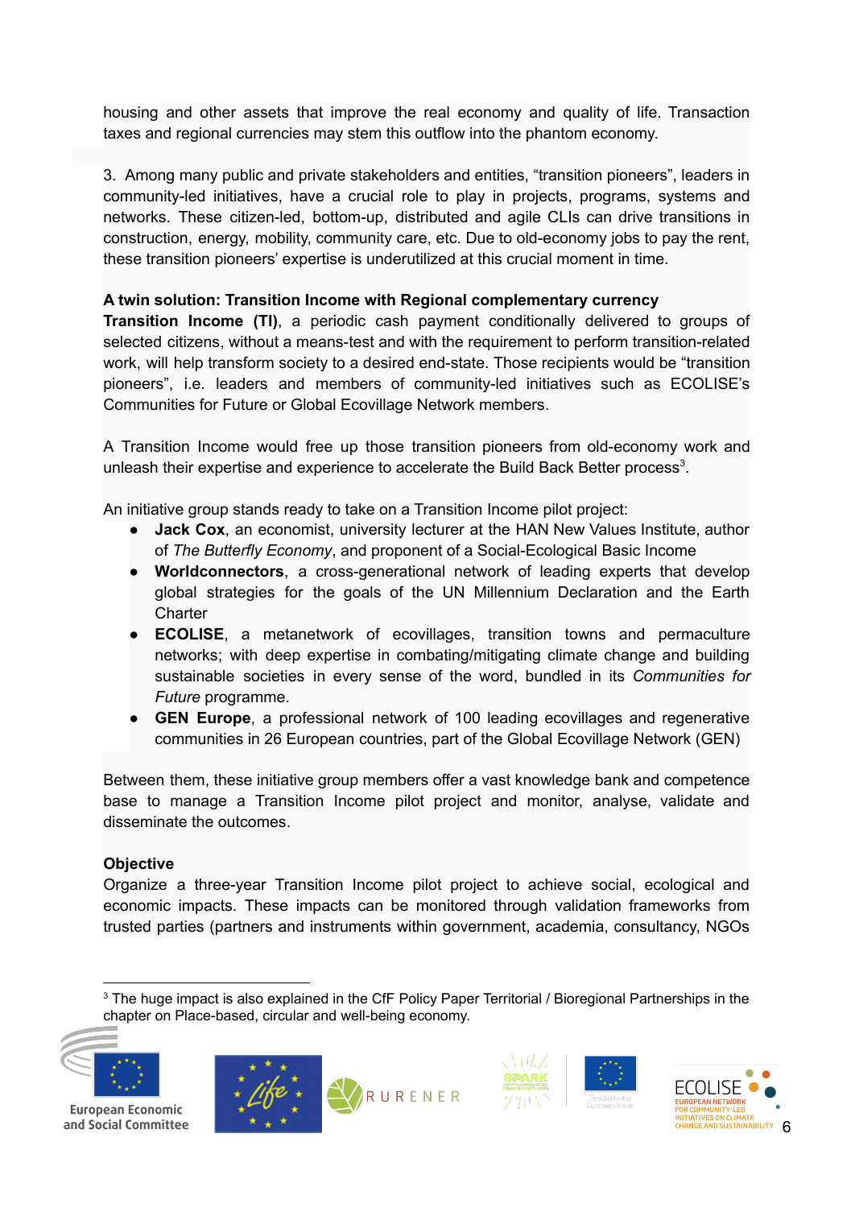housing and other assets that improve the real economy and quality of life. Transaction taxes and regional currencies may stem this outflow into the phantom economy.

3. Among many public and private stakeholders and entities, “transition pioneers”, leaders in community-led initiatives, have a crucial role to play in projects, programs, systems and networks. These citizen-led, bottom-up, distributed and agile CLIs can drive transitions in construction, energy, mobility, community care, etc. Due to old-economy jobs to pay the rent, these transition pioneers’ expertise is underutilized at this crucial moment in time.

**A twin solution: Transition Income with Regional complementary currency**

**Transition Income (TI)**, a periodic cash payment conditionally delivered to groups of selected citizens, without a means-test and with the requirement to perform transition-related work, will help transform society to a desired end-state. Those recipients would be “transition pioneers”, i.e. leaders and members of community-led initiatives such as ECOLISE’s Communities for Future or Global Ecovillage Network members.

A Transition Income would free up those transition pioneers from old-economy work and unleash their expertise and experience to accelerate the Build Back Better process[3].

An initiative group stands ready to take on a Transition Income pilot project:

- **Jack Cox**, an economist, university lecturer at the HAN New Values Institute, author of *The Butterfly Economy*, and proponent of a Social-Ecological Basic Income
- **Worldconnectors**, a cross-generational network of leading experts that develop global strategies for the goals of the UN Millennium Declaration and the Earth Charter
- **ECOLISE**, a metanetwork of ecovillages, transition towns and permaculture networks; with deep expertise in combating/mitigating climate change and building sustainable societies in every sense of the word, bundled in its *Communities for Future* programme.
- **GEN Europe**, a professional network of 100 leading ecovillages and regenerative communities in 26 European countries, part of the Global Ecovillage Network (GEN)

Between them, these initiative group members offer a vast knowledge bank and competence base to manage a Transition Income pilot project and monitor, analyse, validate and disseminate the outcomes.

**Objective**

Organize a three-year Transition Income pilot project to achieve social, ecological and economic impacts. These impacts can be monitored through validation frameworks from trusted parties (partners and instruments within government, academia, consultancy, NGOs

[3] The huge impact is also explained in the CfF Policy Paper Territorial / Bioregional Partnerships in the chapter on Place-based, circular and well-being economy.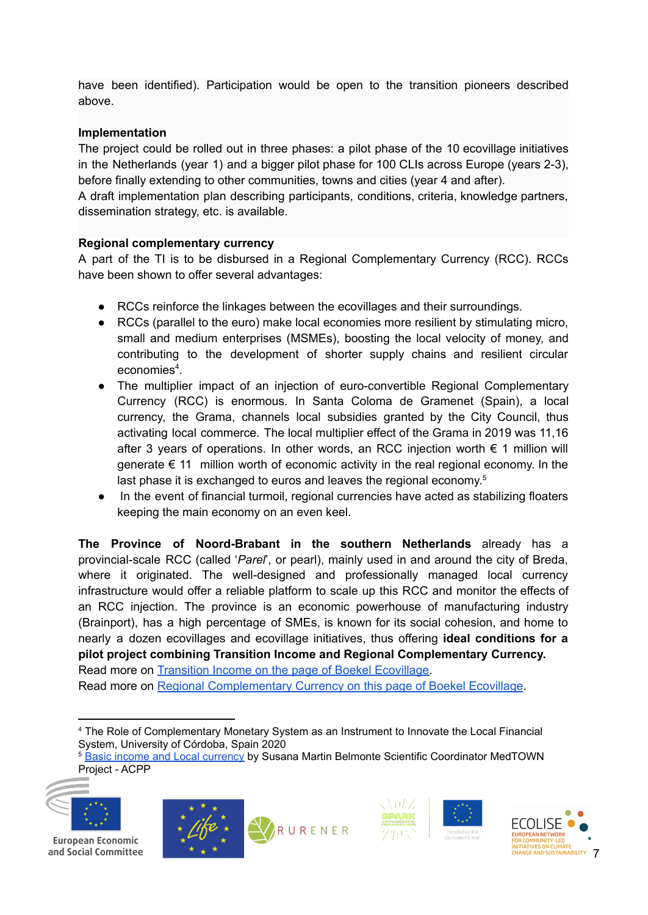have been identified). Participation would be open to the transition pioneers described above.

**Implementation**

The project could be rolled out in three phases: a pilot phase of the 10 ecovillage initiatives in the Netherlands (year 1) and a bigger pilot phase for 100 CLIs across Europe (years 2-3), before finally extending to other communities, towns and cities (year 4 and after).

A draft implementation plan describing participants, conditions, criteria, knowledge partners, dissemination strategy, etc. is available.

**Regional complementary currency**

A part of the TI is to be disbursed in a Regional Complementary Currency (RCC). RCCs have been shown to offer several advantages:

- RCCs reinforce the linkages between the ecovillages and their surroundings.
- RCCs (parallel to the euro) make local economies more resilient by stimulating micro, small and medium enterprises (MSMEs), boosting the local velocity of money, and contributing to the development of shorter supply chains and resilient circular economies[4].
- The multiplier impact of an injection of euro-convertible Regional Complementary Currency (RCC) is enormous. In Santa Coloma de Gramenet (Spain), a local currency, the Grama, channels local subsidies granted by the City Council, thus activating local commerce. The local multiplier effect of the Grama in 2019 was 11,16 after 3 years of operations. In other words, an RCC injection worth € 1 million will generate € 11 million worth of economic activity in the real regional economy. In the last phase it is exchanged to euros and leaves the regional economy.[5]
- In the event of financial turmoil, regional currencies have acted as stabilizing floaters keeping the main economy on an even keel.

**The Province of Noord-Brabant in the southern Netherlands** already has a provincial-scale RCC (called '*Parel*', or pearl), mainly used in and around the city of Breda, where it originated. The well-designed and professionally managed local currency infrastructure would offer a reliable platform to scale up this RCC and monitor the effects of an RCC injection. The province is an economic powerhouse of manufacturing industry (Brainport), has a high percentage of SMEs, is known for its social cohesion, and home to nearly a dozen ecovillages and ecovillage initiatives, thus offering **ideal conditions for a pilot project combining Transition Income and Regional Complementary Currency.**

Read more on [Transition Income on the page of Boekel Ecovillage](#).

Read more on [Regional Complementary Currency on this page of Boekel Ecovillage](#).

---

[4] The Role of Complementary Monetary System as an Instrument to Innovate the Local Financial System, University of Córdoba, Spain 2020

[5] [Basic income and Local currency](#) by Susana Martin Belmonte Scientific Coordinator MedTOWN Project - ACPP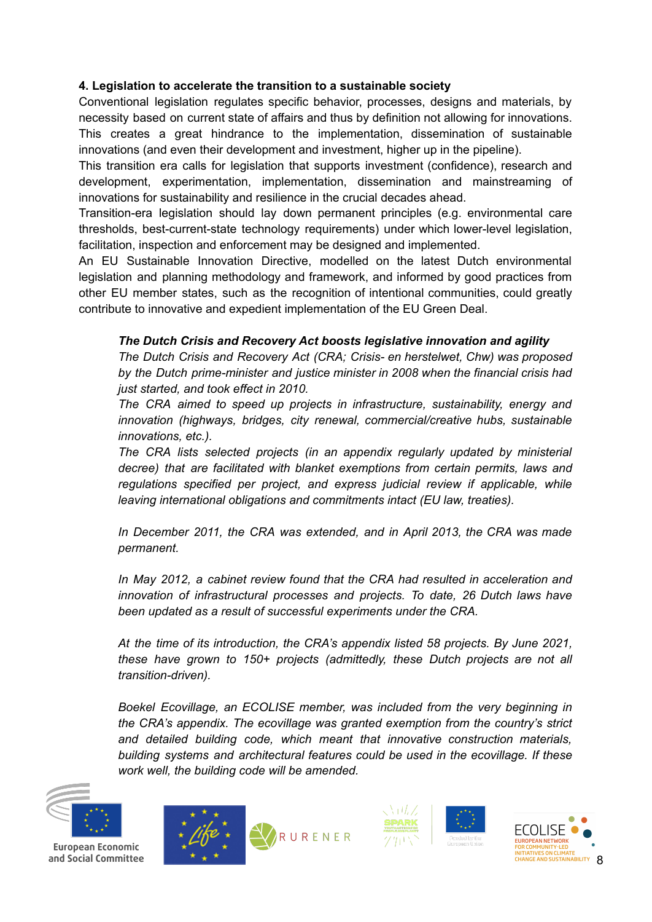**4. Legislation to accelerate the transition to a sustainable society**

Conventional legislation regulates specific behavior, processes, designs and materials, by necessity based on current state of affairs and thus by definition not allowing for innovations. This creates a great hindrance to the implementation, dissemination of sustainable innovations (and even their development and investment, higher up in the pipeline).

This transition era calls for legislation that supports investment (confidence), research and development, experimentation, implementation, dissemination and mainstreaming of innovations for sustainability and resilience in the crucial decades ahead.

Transition-era legislation should lay down permanent principles (e.g. environmental care thresholds, best-current-state technology requirements) under which lower-level legislation, facilitation, inspection and enforcement may be designed and implemented.

An EU Sustainable Innovation Directive, modelled on the latest Dutch environmental legislation and planning methodology and framework, and informed by good practices from other EU member states, such as the recognition of intentional communities, could greatly contribute to innovative and expedient implementation of the EU Green Deal.

> ***The Dutch Crisis and Recovery Act boosts legislative innovation and agility***
>
> *The Dutch Crisis and Recovery Act (CRA; Crisis- en herstelwet, Chw) was proposed by the Dutch prime-minister and justice minister in 2008 when the financial crisis had just started, and took effect in 2010.*
>
> *The CRA aimed to speed up projects in infrastructure, sustainability, energy and innovation (highways, bridges, city renewal, commercial/creative hubs, sustainable innovations, etc.).*
>
> *The CRA lists selected projects (in an appendix regularly updated by ministerial decree) that are facilitated with blanket exemptions from certain permits, laws and regulations specified per project, and express judicial review if applicable, while leaving international obligations and commitments intact (EU law, treaties).*
>
> *In December 2011, the CRA was extended, and in April 2013, the CRA was made permanent.*
>
> *In May 2012, a cabinet review found that the CRA had resulted in acceleration and innovation of infrastructural processes and projects. To date, 26 Dutch laws have been updated as a result of successful experiments under the CRA.*
>
> *At the time of its introduction, the CRA's appendix listed 58 projects. By June 2021, these have grown to 150+ projects (admittedly, these Dutch projects are not all transition-driven).*
>
> *Boekel Ecovillage, an ECOLISE member, was included from the very beginning in the CRA's appendix. The ecovillage was granted exemption from the country's strict and detailed building code, which meant that innovative construction materials, building systems and architectural features could be used in the ecovillage. If these work well, the building code will be amended.*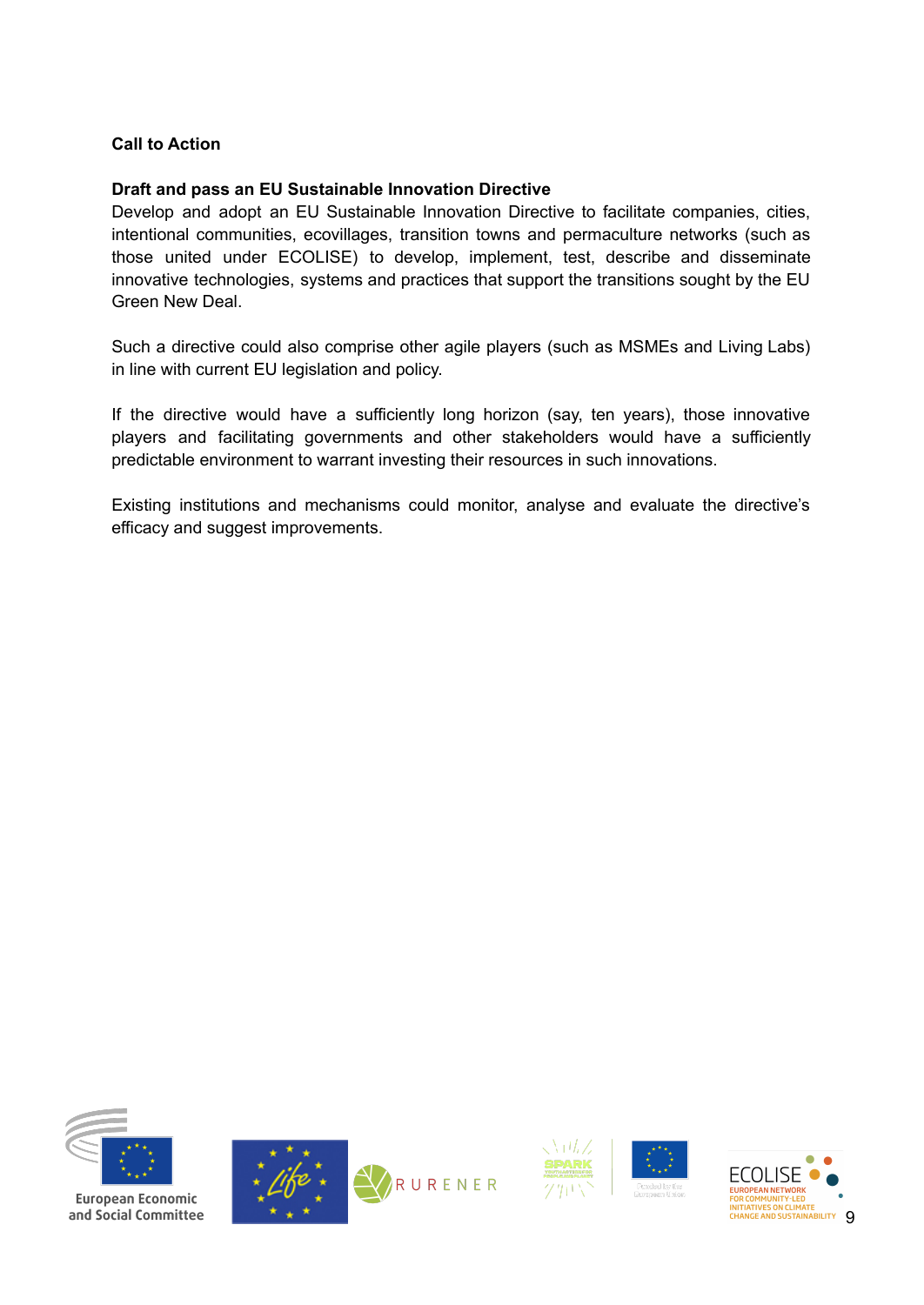**Call to Action**

**Draft and pass an EU Sustainable Innovation Directive**

Develop and adopt an EU Sustainable Innovation Directive to facilitate companies, cities, intentional communities, ecovillages, transition towns and permaculture networks (such as those united under ECOLISE) to develop, implement, test, describe and disseminate innovative technologies, systems and practices that support the transitions sought by the EU Green New Deal.

Such a directive could also comprise other agile players (such as MSMEs and Living Labs) in line with current EU legislation and policy.

If the directive would have a sufficiently long horizon (say, ten years), those innovative players and facilitating governments and other stakeholders would have a sufficiently predictable environment to warrant investing their resources in such innovations.

Existing institutions and mechanisms could monitor, analyse and evaluate the directive's efficacy and suggest improvements.